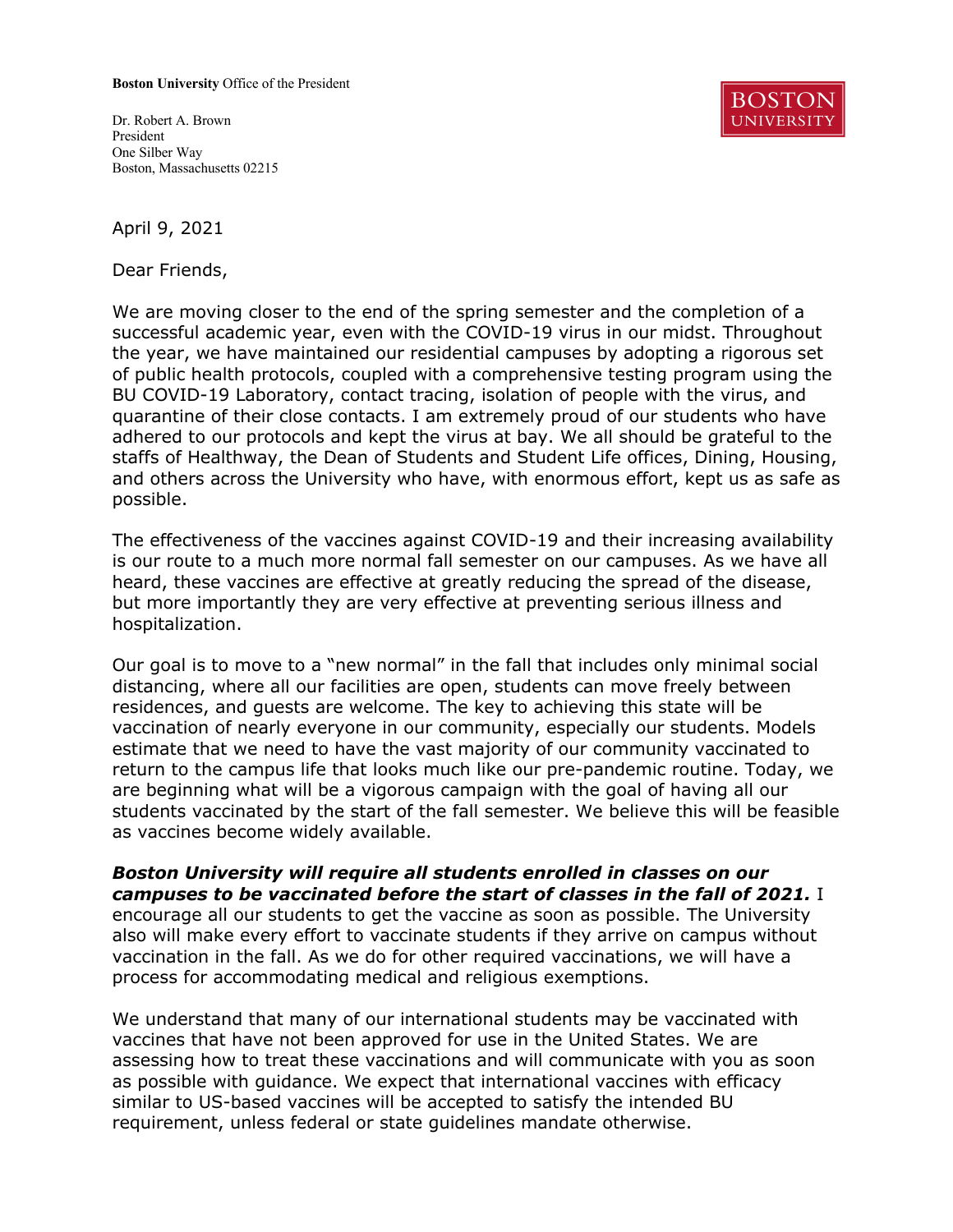**Boston University** Office of the President

Dr. Robert A. Brown
President
One Silber Way
Boston, Massachusetts 02215

BOSTON UNIVERSITY

April 9, 2021

Dear Friends,

We are moving closer to the end of the spring semester and the completion of a successful academic year, even with the COVID-19 virus in our midst. Throughout the year, we have maintained our residential campuses by adopting a rigorous set of public health protocols, coupled with a comprehensive testing program using the BU COVID-19 Laboratory, contact tracing, isolation of people with the virus, and quarantine of their close contacts. I am extremely proud of our students who have adhered to our protocols and kept the virus at bay. We all should be grateful to the staffs of Healthway, the Dean of Students and Student Life offices, Dining, Housing, and others across the University who have, with enormous effort, kept us as safe as possible.

The effectiveness of the vaccines against COVID-19 and their increasing availability is our route to a much more normal fall semester on our campuses. As we have all heard, these vaccines are effective at greatly reducing the spread of the disease, but more importantly they are very effective at preventing serious illness and hospitalization.

Our goal is to move to a "new normal" in the fall that includes only minimal social distancing, where all our facilities are open, students can move freely between residences, and guests are welcome. The key to achieving this state will be vaccination of nearly everyone in our community, especially our students. Models estimate that we need to have the vast majority of our community vaccinated to return to the campus life that looks much like our pre-pandemic routine. Today, we are beginning what will be a vigorous campaign with the goal of having all our students vaccinated by the start of the fall semester. We believe this will be feasible as vaccines become widely available.

***Boston University will require all students enrolled in classes on our campuses to be vaccinated before the start of classes in the fall of 2021.*** I encourage all our students to get the vaccine as soon as possible. The University also will make every effort to vaccinate students if they arrive on campus without vaccination in the fall. As we do for other required vaccinations, we will have a process for accommodating medical and religious exemptions.

We understand that many of our international students may be vaccinated with vaccines that have not been approved for use in the United States. We are assessing how to treat these vaccinations and will communicate with you as soon as possible with guidance. We expect that international vaccines with efficacy similar to US-based vaccines will be accepted to satisfy the intended BU requirement, unless federal or state guidelines mandate otherwise.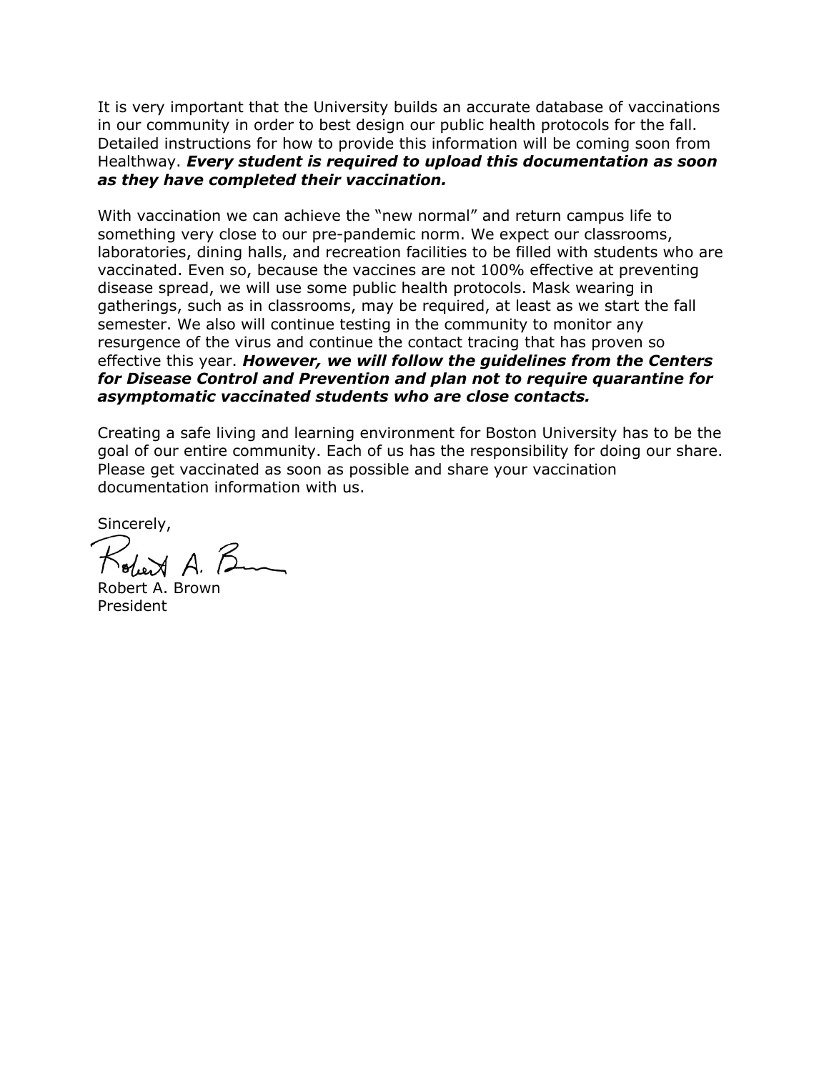It is very important that the University builds an accurate database of vaccinations in our community in order to best design our public health protocols for the fall. Detailed instructions for how to provide this information will be coming soon from Healthway. ***Every student is required to upload this documentation as soon as they have completed their vaccination.***

With vaccination we can achieve the "new normal" and return campus life to something very close to our pre-pandemic norm. We expect our classrooms, laboratories, dining halls, and recreation facilities to be filled with students who are vaccinated. Even so, because the vaccines are not 100% effective at preventing disease spread, we will use some public health protocols. Mask wearing in gatherings, such as in classrooms, may be required, at least as we start the fall semester. We also will continue testing in the community to monitor any resurgence of the virus and continue the contact tracing that has proven so effective this year. ***However, we will follow the guidelines from the Centers for Disease Control and Prevention and plan not to require quarantine for asymptomatic vaccinated students who are close contacts.***

Creating a safe living and learning environment for Boston University has to be the goal of our entire community. Each of us has the responsibility for doing our share. Please get vaccinated as soon as possible and share your vaccination documentation information with us.

Sincerely,

Robert A. Brown
President